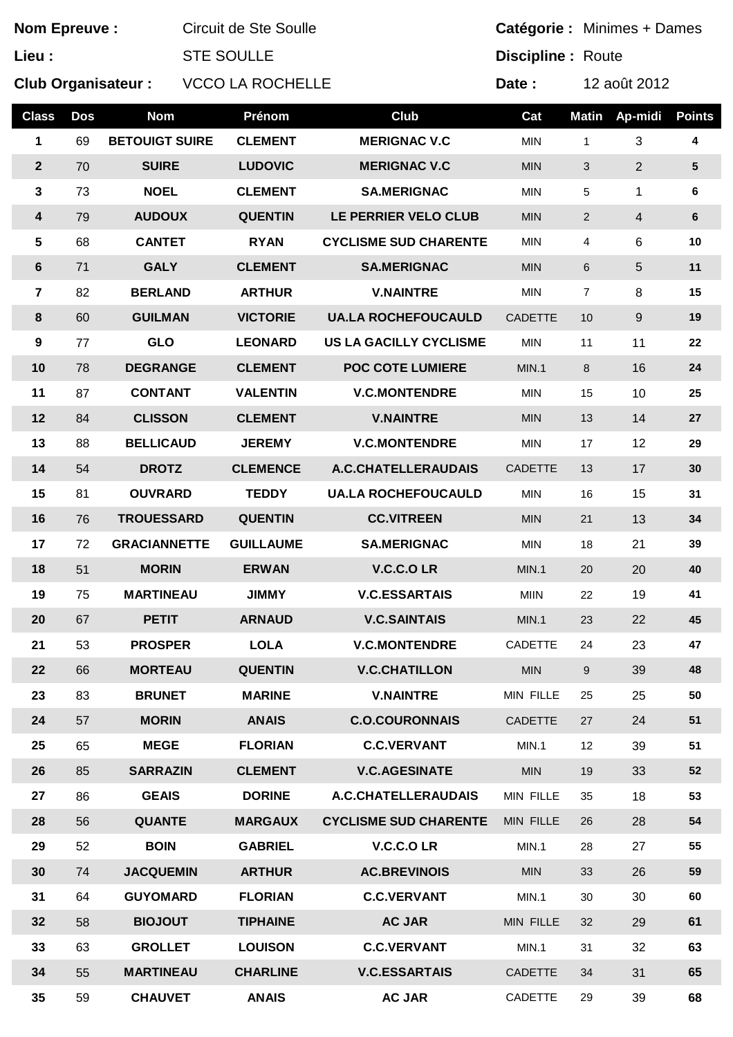**Nom Epreuve :** Circuit de Ste Soulle

**Lieu :** STE SOULLE

**Club Organisateur :** VCCO LA ROCHELLE

**Catégorie :** Minimes + Dames

**Discipline :** Route

**Date :** 12 août 2012

| Class | Dos | Nom | Prénom | Club | Cat | Matin | Ap-midi | Points |
|---|---|---|---|---|---|---|---|---|
| 1 | 69 | BETOUIGT SUIRE | CLEMENT | MERIGNAC V.C | MIN | 1 | 3 | 4 |
| 2 | 70 | SUIRE | LUDOVIC | MERIGNAC V.C | MIN | 3 | 2 | 5 |
| 3 | 73 | NOEL | CLEMENT | SA.MERIGNAC | MIN | 5 | 1 | 6 |
| 4 | 79 | AUDOUX | QUENTIN | LE PERRIER VELO CLUB | MIN | 2 | 4 | 6 |
| 5 | 68 | CANTET | RYAN | CYCLISME SUD CHARENTE | MIN | 4 | 6 | 10 |
| 6 | 71 | GALY | CLEMENT | SA.MERIGNAC | MIN | 6 | 5 | 11 |
| 7 | 82 | BERLAND | ARTHUR | V.NAINTRE | MIN | 7 | 8 | 15 |
| 8 | 60 | GUILMAN | VICTORIE | UA.LA ROCHEFOUCAULD | CADETTE | 10 | 9 | 19 |
| 9 | 77 | GLO | LEONARD | US LA GACILLY CYCLISME | MIN | 11 | 11 | 22 |
| 10 | 78 | DEGRANGE | CLEMENT | POC COTE LUMIERE | MIN.1 | 8 | 16 | 24 |
| 11 | 87 | CONTANT | VALENTIN | V.C.MONTENDRE | MIN | 15 | 10 | 25 |
| 12 | 84 | CLISSON | CLEMENT | V.NAINTRE | MIN | 13 | 14 | 27 |
| 13 | 88 | BELLICAUD | JEREMY | V.C.MONTENDRE | MIN | 17 | 12 | 29 |
| 14 | 54 | DROTZ | CLEMENCE | A.C.CHATELLERAUDAIS | CADETTE | 13 | 17 | 30 |
| 15 | 81 | OUVRARD | TEDDY | UA.LA ROCHEFOUCAULD | MIN | 16 | 15 | 31 |
| 16 | 76 | TROUESSARD | QUENTIN | CC.VITREEN | MIN | 21 | 13 | 34 |
| 17 | 72 | GRACIANNETTE | GUILLAUME | SA.MERIGNAC | MIN | 18 | 21 | 39 |
| 18 | 51 | MORIN | ERWAN | V.C.C.O LR | MIN.1 | 20 | 20 | 40 |
| 19 | 75 | MARTINEAU | JIMMY | V.C.ESSARTAIS | MIIN | 22 | 19 | 41 |
| 20 | 67 | PETIT | ARNAUD | V.C.SAINTAIS | MIN.1 | 23 | 22 | 45 |
| 21 | 53 | PROSPER | LOLA | V.C.MONTENDRE | CADETTE | 24 | 23 | 47 |
| 22 | 66 | MORTEAU | QUENTIN | V.C.CHATILLON | MIN | 9 | 39 | 48 |
| 23 | 83 | BRUNET | MARINE | V.NAINTRE | MIN FILLE | 25 | 25 | 50 |
| 24 | 57 | MORIN | ANAIS | C.O.COURONNAIS | CADETTE | 27 | 24 | 51 |
| 25 | 65 | MEGE | FLORIAN | C.C.VERVANT | MIN.1 | 12 | 39 | 51 |
| 26 | 85 | SARRAZIN | CLEMENT | V.C.AGESINATE | MIN | 19 | 33 | 52 |
| 27 | 86 | GEAIS | DORINE | A.C.CHATELLERAUDAIS | MIN FILLE | 35 | 18 | 53 |
| 28 | 56 | QUANTE | MARGAUX | CYCLISME SUD CHARENTE | MIN FILLE | 26 | 28 | 54 |
| 29 | 52 | BOIN | GABRIEL | V.C.C.O LR | MIN.1 | 28 | 27 | 55 |
| 30 | 74 | JACQUEMIN | ARTHUR | AC.BREVINOIS | MIN | 33 | 26 | 59 |
| 31 | 64 | GUYOMARD | FLORIAN | C.C.VERVANT | MIN.1 | 30 | 30 | 60 |
| 32 | 58 | BIOJOUT | TIPHAINE | AC JAR | MIN FILLE | 32 | 29 | 61 |
| 33 | 63 | GROLLET | LOUISON | C.C.VERVANT | MIN.1 | 31 | 32 | 63 |
| 34 | 55 | MARTINEAU | CHARLINE | V.C.ESSARTAIS | CADETTE | 34 | 31 | 65 |
| 35 | 59 | CHAUVET | ANAIS | AC JAR | CADETTE | 29 | 39 | 68 |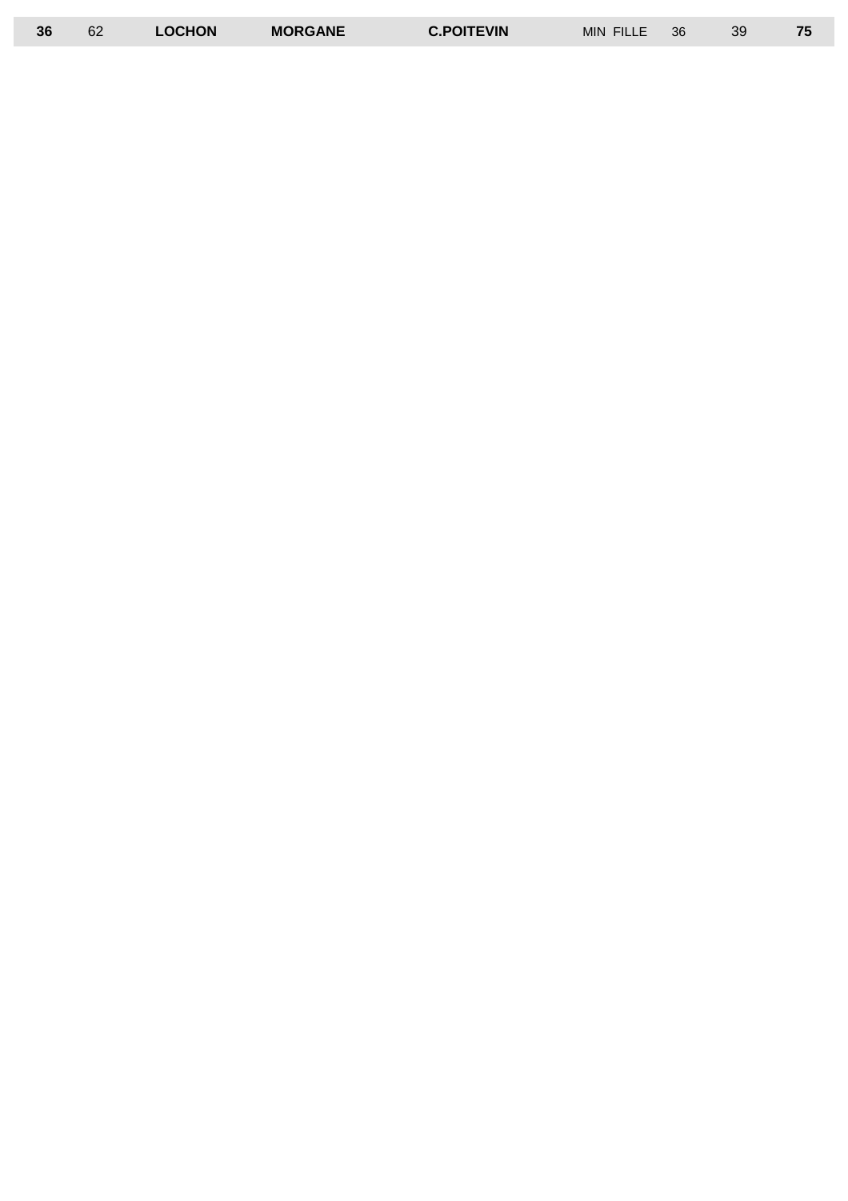| | | | | | | | | |
|---|---|---|---|---|---|---|---|---|
| **36** | 62 | **LOCHON** | **MORGANE** | **C.POITEVIN** | MIN FILLE | 36 | 39 | **75** |